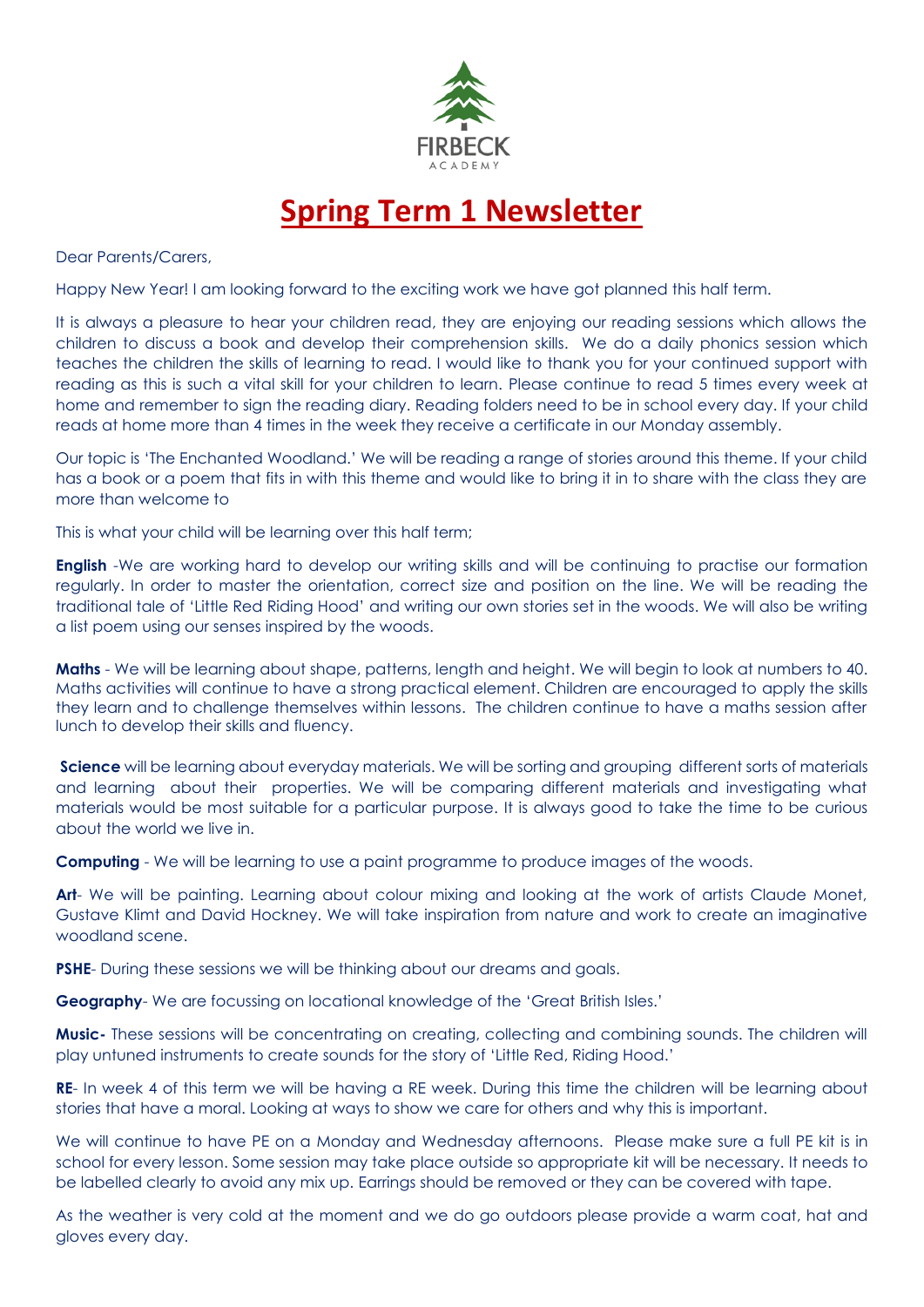FIRBECK
ACADEMY

# Spring Term 1 Newsletter

Dear Parents/Carers,

Happy New Year! I am looking forward to the exciting work we have got planned this half term.

It is always a pleasure to hear your children read, they are enjoying our reading sessions which allows the children to discuss a book and develop their comprehension skills. We do a daily phonics session which teaches the children the skills of learning to read. I would like to thank you for your continued support with reading as this is such a vital skill for your children to learn. Please continue to read 5 times every week at home and remember to sign the reading diary. Reading folders need to be in school every day. If your child reads at home more than 4 times in the week they receive a certificate in our Monday assembly.

Our topic is 'The Enchanted Woodland.' We will be reading a range of stories around this theme. If your child has a book or a poem that fits in with this theme and would like to bring it in to share with the class they are more than welcome to

This is what your child will be learning over this half term;

**English** -We are working hard to develop our writing skills and will be continuing to practise our formation regularly. In order to master the orientation, correct size and position on the line. We will be reading the traditional tale of 'Little Red Riding Hood' and writing our own stories set in the woods. We will also be writing a list poem using our senses inspired by the woods.

**Maths** - We will be learning about shape, patterns, length and height. We will begin to look at numbers to 40. Maths activities will continue to have a strong practical element. Children are encouraged to apply the skills they learn and to challenge themselves within lessons. The children continue to have a maths session after lunch to develop their skills and fluency.

**Science** will be learning about everyday materials. We will be sorting and grouping different sorts of materials and learning about their properties. We will be comparing different materials and investigating what materials would be most suitable for a particular purpose. It is always good to take the time to be curious about the world we live in.

**Computing** - We will be learning to use a paint programme to produce images of the woods.

**Art**- We will be painting. Learning about colour mixing and looking at the work of artists Claude Monet, Gustave Klimt and David Hockney. We will take inspiration from nature and work to create an imaginative woodland scene.

**PSHE**- During these sessions we will be thinking about our dreams and goals.

**Geography**- We are focussing on locational knowledge of the 'Great British Isles.'

**Music-** These sessions will be concentrating on creating, collecting and combining sounds. The children will play untuned instruments to create sounds for the story of 'Little Red, Riding Hood.'

**RE**- In week 4 of this term we will be having a RE week. During this time the children will be learning about stories that have a moral. Looking at ways to show we care for others and why this is important.

We will continue to have PE on a Monday and Wednesday afternoons. Please make sure a full PE kit is in school for every lesson. Some session may take place outside so appropriate kit will be necessary. It needs to be labelled clearly to avoid any mix up. Earrings should be removed or they can be covered with tape.

As the weather is very cold at the moment and we do go outdoors please provide a warm coat, hat and gloves every day.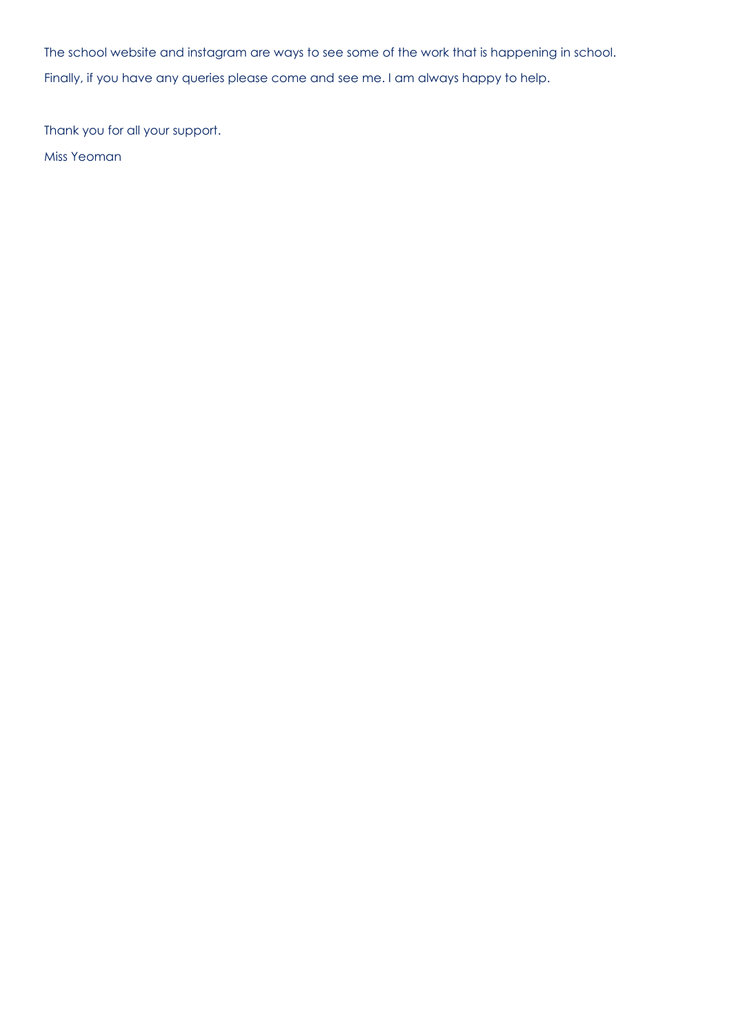The school website and instagram are ways to see some of the work that is happening in school.

Finally, if you have any queries please come and see me. I am always happy to help.

Thank you for all your support.

Miss Yeoman